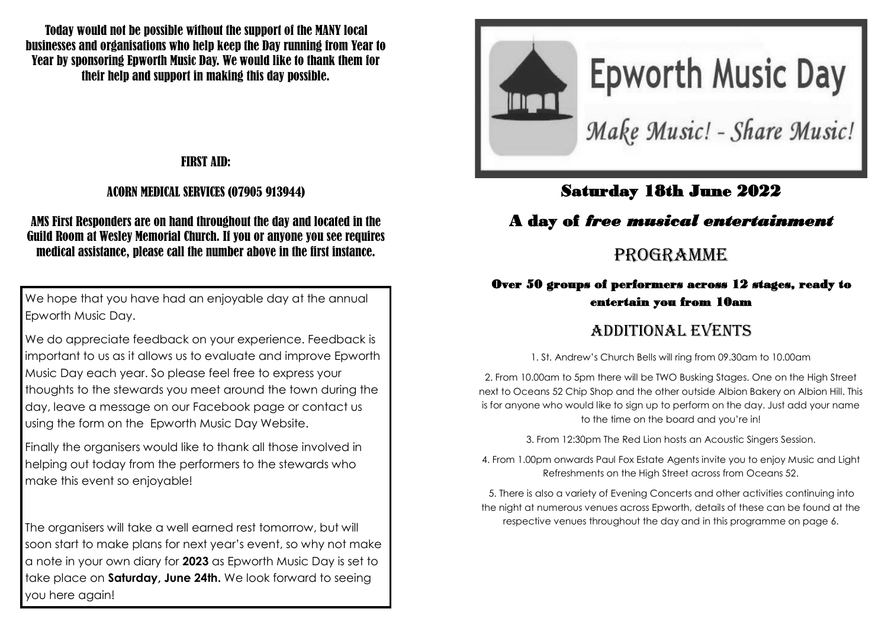Today would not be possible without the support of the MANY local businesses and organisations who help keep the Day running from Year to Year by sponsoring Epworth Music Day. We would like to thank them for their help and support in making this day possible.

**FIRST AID:**

**ACORN MEDICAL SERVICES (07905 913944)**

AMS First Responders are on hand throughout the day and located in the Guild Room at Wesley Memorial Church. If you or anyone you see requires medical assistance, please call the number above in the first instance.

We hope that you have had an enjoyable day at the annual Epworth Music Day.

We do appreciate feedback on your experience. Feedback is important to us as it allows us to evaluate and improve Epworth Music Day each year. So please feel free to express your thoughts to the stewards you meet around the town during the day, leave a message on our Facebook page or contact us using the form on the Epworth Music Day Website.

Finally the organisers would like to thank all those involved in helping out today from the performers to the stewards who make this event so enjoyable!

The organisers will take a well earned rest tomorrow, but will soon start to make plans for next year's event, so why not make a note in your own diary for **2023** as Epworth Music Day is set to take place on **Saturday, June 24th.** We look forward to seeing you here again!

# Epworth Music Day

*Make Music! - Share Music!*

## Saturday 18th June 2022

## A day of *free musical entertainment*

# PROGRAMME

**Over 50 groups of performers across 12 stages, ready to entertain you from 10am**

## ADDITIONAL EVENTS

1. St. Andrew's Church Bells will ring from 09.30am to 10.00am

2. From 10.00am to 5pm there will be TWO Busking Stages. One on the High Street next to Oceans 52 Chip Shop and the other outside Albion Bakery on Albion Hill. This is for anyone who would like to sign up to perform on the day. Just add your name to the time on the board and you're in!

3. From 12:30pm The Red Lion hosts an Acoustic Singers Session.

4. From 1.00pm onwards Paul Fox Estate Agents invite you to enjoy Music and Light Refreshments on the High Street across from Oceans 52.

5. There is also a variety of Evening Concerts and other activities continuing into the night at numerous venues across Epworth, details of these can be found at the respective venues throughout the day and in this programme on page 6.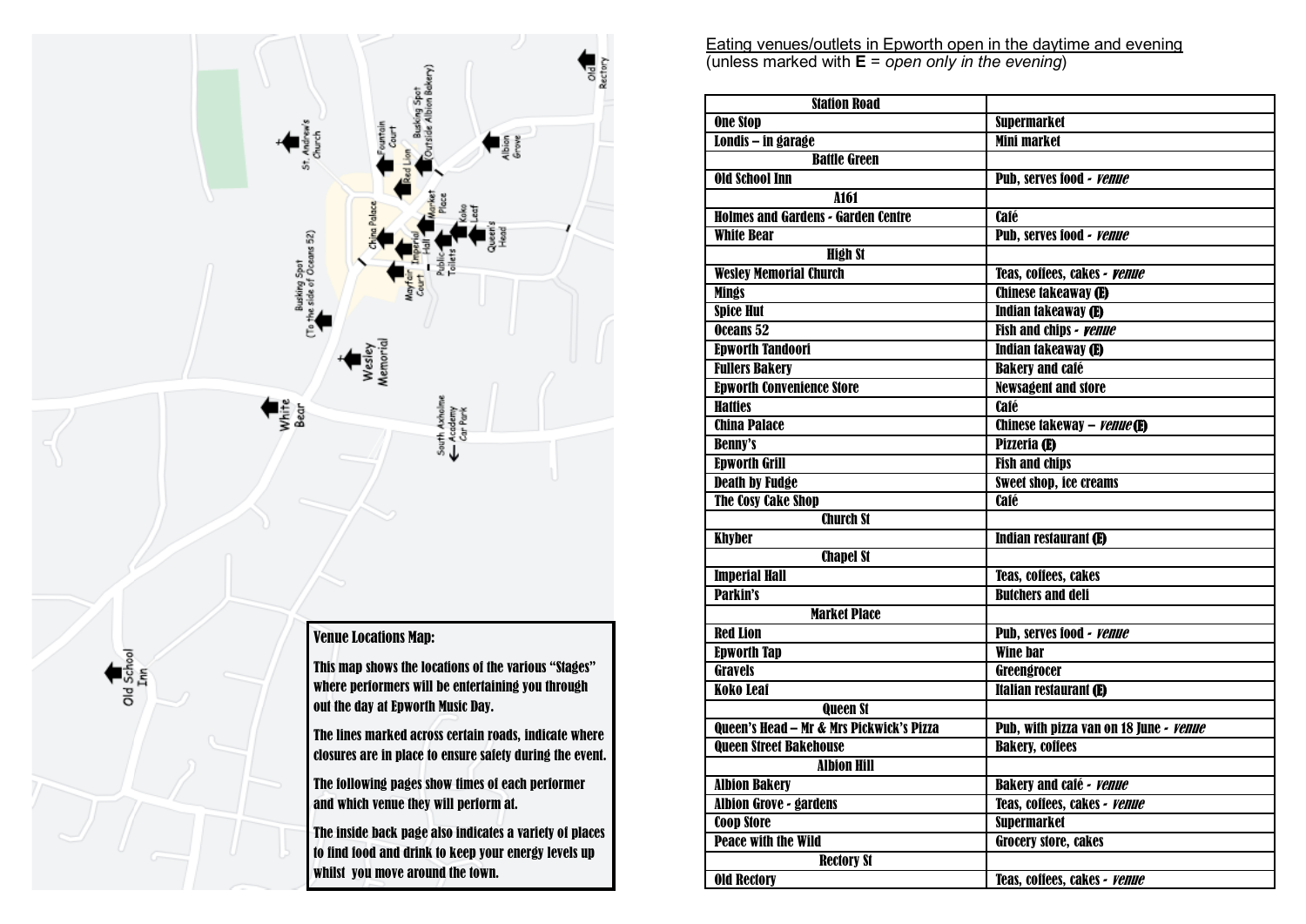**Venue Locations Map:**

This map shows the locations of the various "Stages" where performers will be entertaining you through out the day at Epworth Music Day.

The lines marked across certain roads, indicate where closures are in place to ensure safety during the event.

The following pages show times of each performer and which venue they will perform at.

The inside back page also indicates a variety of places to find food and drink to keep your energy levels up whilst you move around the town.

Old Rectory

St. Andrew's Church

Fountain Court

Busking Spot (Outside Albion Bakery)

Albion Grove

Red Lion

Market Place

Koko Leaf

Queen's Head

China Palace

Imperial Hall

Public Toilets

Mayfair Court

Busking Spot (To the side of Oceans 52)

Wesley Memorial

White Bear

South Axholme Academy Car Park

Old School Inn

Eating venues/outlets in Epworth open in the daytime and evening
(unless marked with **E** = *open only in the evening*)

| | |
|---|---|
| **Station Road** | |
| One Stop | Supermarket |
| Londis – in garage | Mini market |
| **Battle Green** | |
| Old School Inn | Pub, serves food - *venue* |
| **A161** | |
| Holmes and Gardens - Garden Centre | Café |
| White Bear | Pub, serves food - *venue* |
| **High St** | |
| Wesley Memorial Church | Teas, coffees, cakes - *venue* |
| Mings | Chinese takeaway (E) |
| Spice Hut | Indian takeaway (E) |
| Oceans 52 | Fish and chips - *venue* |
| Epworth Tandoori | Indian takeaway (E) |
| Fullers Bakery | Bakery and café |
| Epworth Convenience Store | Newsagent and store |
| Hatties | Café |
| China Palace | Chinese takeway – *venue* (E) |
| Benny's | Pizzeria (E) |
| Epworth Grill | Fish and chips |
| Death by Fudge | Sweet shop, ice creams |
| The Cosy Cake Shop | Café |
| **Church St** | |
| Khyber | Indian restaurant (E) |
| **Chapel St** | |
| Imperial Hall | Teas, coffees, cakes |
| Parkin's | Butchers and deli |
| **Market Place** | |
| Red Lion | Pub, serves food - *venue* |
| Epworth Tap | Wine bar |
| Gravels | Greengrocer |
| Koko Leaf | Italian restaurant (E) |
| **Queen St** | |
| Queen's Head – Mr & Mrs Pickwick's Pizza | Pub, with pizza van on 18 June - *venue* |
| Queen Street Bakehouse | Bakery, coffees |
| **Albion Hill** | |
| Albion Bakery | Bakery and café - *venue* |
| Albion Grove - gardens | Teas, coffees, cakes - *venue* |
| Coop Store | Supermarket |
| Peace with the Wild | Grocery store, cakes |
| **Rectory St** | |
| Old Rectory | Teas, coffees, cakes - *venue* |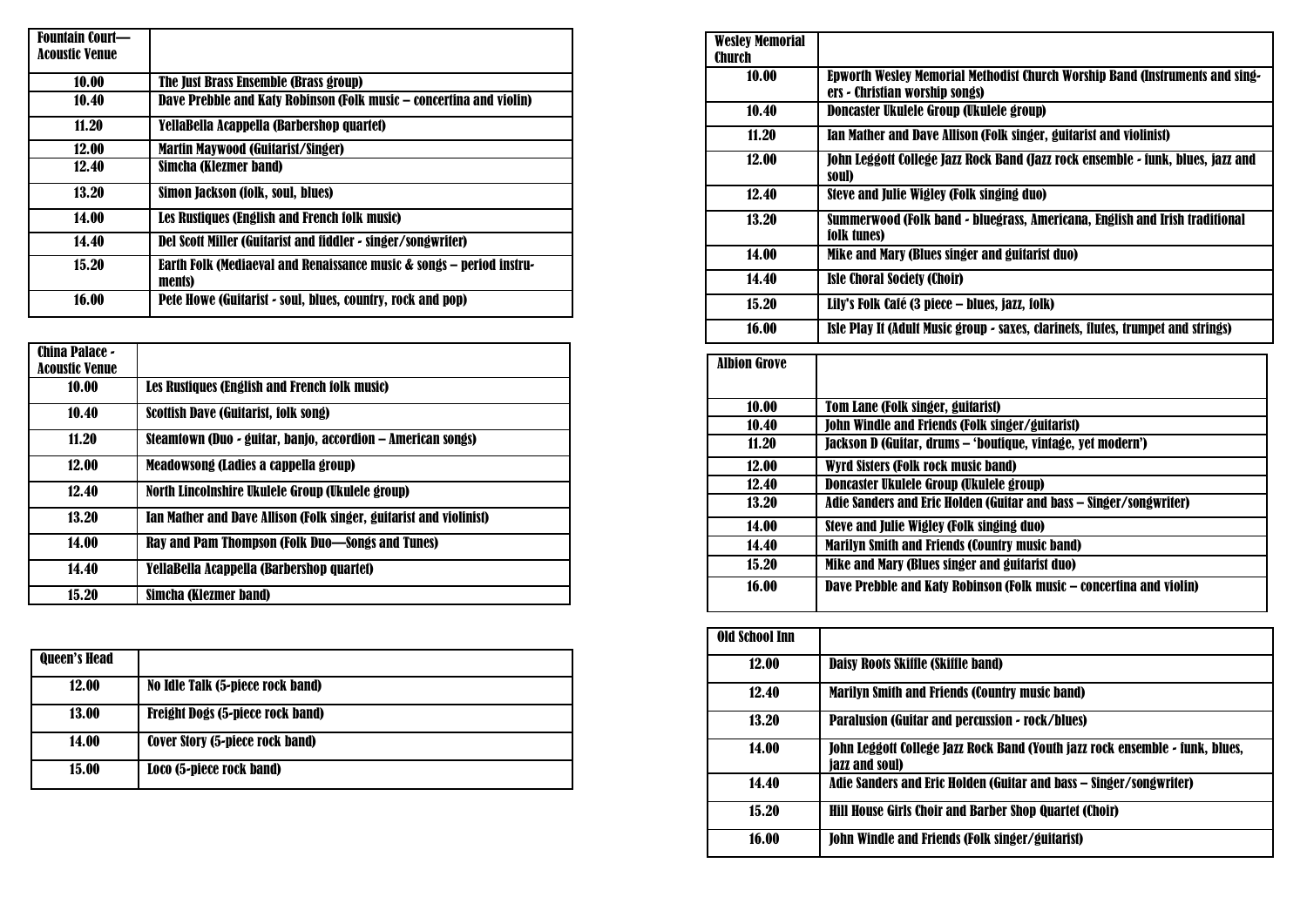| Fountain Court—Acoustic Venue | |
|---|---|
| 10.00 | The Just Brass Ensemble (Brass group) |
| 10.40 | Dave Prebble and Katy Robinson (Folk music – concertina and violin) |
| 11.20 | YellaBella Acappella (Barbershop quartet) |
| 12.00 | Martin Maywood (Guitarist/Singer) |
| 12.40 | Simcha (Klezmer band) |
| 13.20 | Simon Jackson (folk, soul, blues) |
| 14.00 | Les Rustiques (English and French folk music) |
| 14.40 | Del Scott Miller (Guitarist and fiddler - singer/songwriter) |
| 15.20 | Earth Folk (Mediaeval and Renaissance music & songs – period instruments) |
| 16.00 | Pete Howe (Guitarist - soul, blues, country, rock and pop) |

| China Palace - Acoustic Venue | |
|---|---|
| 10.00 | Les Rustiques (English and French folk music) |
| 10.40 | Scottish Dave (Guitarist, folk song) |
| 11.20 | Steamtown (Duo - guitar, banjo, accordion – American songs) |
| 12.00 | Meadowsong (Ladies a cappella group) |
| 12.40 | North Lincolnshire Ukulele Group (Ukulele group) |
| 13.20 | Ian Mather and Dave Allison (Folk singer, guitarist and violinist) |
| 14.00 | Ray and Pam Thompson (Folk Duo—Songs and Tunes) |
| 14.40 | YellaBella Acappella (Barbershop quartet) |
| 15.20 | Simcha (Klezmer band) |

| Queen's Head | |
|---|---|
| 12.00 | No Idle Talk (5-piece rock band) |
| 13.00 | Freight Dogs (5-piece rock band) |
| 14.00 | Cover Story (5-piece rock band) |
| 15.00 | Loco (5-piece rock band) |

| Wesley Memorial Church | |
|---|---|
| 10.00 | Epworth Wesley Memorial Methodist Church Worship Band (Instruments and singers - Christian worship songs) |
| 10.40 | Doncaster Ukulele Group (Ukulele group) |
| 11.20 | Ian Mather and Dave Allison (Folk singer, guitarist and violinist) |
| 12.00 | John Leggott College Jazz Rock Band (Jazz rock ensemble - funk, blues, jazz and soul) |
| 12.40 | Steve and Julie Wigley (Folk singing duo) |
| 13.20 | Summerwood (Folk band - bluegrass, Americana, English and Irish traditional folk tunes) |
| 14.00 | Mike and Mary (Blues singer and guitarist duo) |
| 14.40 | Isle Choral Society (Choir) |
| 15.20 | Lily's Folk Café (3 piece – blues, jazz, folk) |
| 16.00 | Isle Play It (Adult Music group - saxes, clarinets, flutes, trumpet and strings) |

| Albion Grove | |
|---|---|
| 10.00 | Tom Lane (Folk singer, guitarist) |
| 10.40 | John Windle and Friends (Folk singer/guitarist) |
| 11.20 | Jackson D (Guitar, drums – 'boutique, vintage, yet modern') |
| 12.00 | Wyrd Sisters (Folk rock music band) |
| 12.40 | Doncaster Ukulele Group (Ukulele group) |
| 13.20 | Adie Sanders and Eric Holden (Guitar and bass – Singer/songwriter) |
| 14.00 | Steve and Julie Wigley (Folk singing duo) |
| 14.40 | Marilyn Smith and Friends (Country music band) |
| 15.20 | Mike and Mary (Blues singer and guitarist duo) |
| 16.00 | Dave Prebble and Katy Robinson (Folk music – concertina and violin) |

| Old School Inn | |
|---|---|
| 12.00 | Daisy Roots Skiffle (Skiffle band) |
| 12.40 | Marilyn Smith and Friends (Country music band) |
| 13.20 | Paralusion (Guitar and percussion - rock/blues) |
| 14.00 | John Leggott College Jazz Rock Band (Youth jazz rock ensemble - funk, blues, jazz and soul) |
| 14.40 | Adie Sanders and Eric Holden (Guitar and bass – Singer/songwriter) |
| 15.20 | Hill House Girls Choir and Barber Shop Quartet (Choir) |
| 16.00 | John Windle and Friends (Folk singer/guitarist) |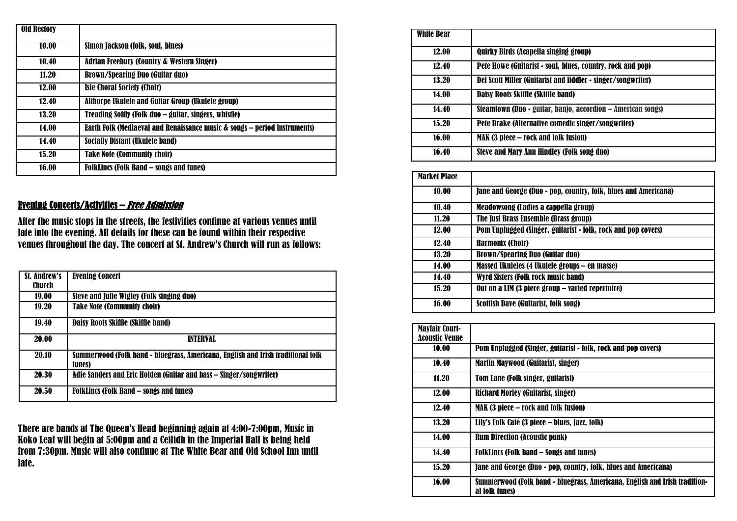| Old Rectory | |
|---|---|
| 10.00 | Simon Jackson (folk, soul, blues) |
| 10.40 | Adrian Freebury (Country & Western Singer) |
| 11.20 | Brown/Spearing Duo (Guitar duo) |
| 12.00 | Isle Choral Society (Choir) |
| 12.40 | Althorpe Ukulele and Guitar Group (Ukulele group) |
| 13.20 | Treading Softly (Folk duo – guitar, singers, whistle) |
| 14.00 | Earth Folk (Mediaeval and Renaissance music & songs – period instruments) |
| 14.40 | Socially Distant (Ukulele band) |
| 15.20 | Take Note (Community choir) |
| 16.00 | FolkLincs (Folk Band – songs and tunes) |

## Evening Concerts/Activities – *Free Admission*

After the music stops in the streets, the festivities continue at various venues until late into the evening. All details for these can be found within their respective venues throughout the day. The concert at St. Andrew's Church will run as follows:

| St. Andrew's Church | Evening Concert |
|---|---|
| 19.00 | Steve and Julie Wigley (Folk singing duo) |
| 19.20 | Take Note (Community choir) |
| 19.40 | Daisy Roots Skiffle (Skiffle band) |
| 20.00 | INTERVAL |
| 20.10 | Summerwood (Folk band - bluegrass, Americana, English and Irish traditional folk tunes) |
| 20.30 | Adie Sanders and Eric Holden (Guitar and bass – Singer/songwriter) |
| 20.50 | FolkLincs (Folk Band – songs and tunes) |

There are bands at The Queen's Head beginning again at 4:00-7:00pm, Music in Koko Leaf will begin at 5:00pm and a Ceilidh in the Imperial Hall is being held from 7:30pm. Music will also continue at The White Bear and Old School Inn until late.

| White Bear | |
|---|---|
| 12.00 | Quirky Birds (Acapella singing group) |
| 12.40 | Pete Howe (Guitarist - soul, blues, country, rock and pop) |
| 13.20 | Del Scott Miller (Guitarist and fiddler - singer/songwriter) |
| 14.00 | Daisy Roots Skiffle (Skiffle band) |
| 14.40 | Steamtown (Duo - guitar, banjo, accordion – American songs) |
| 15.20 | Pete Drake (Alternative comedic singer/songwriter) |
| 16.00 | MAK (3 piece – rock and folk fusion) |
| 16.40 | Steve and Mary Ann Hindley (Folk song duo) |

| Market Place | |
|---|---|
| 10.00 | Jane and George (Duo - pop, country, folk, blues and Americana) |
| 10.40 | Meadowsong (Ladies a cappella group) |
| 11.20 | The Just Brass Ensemble (Brass group) |
| 12.00 | Pom Unplugged (Singer, guitarist - folk, rock and pop covers) |
| 12.40 | Harmonix (Choir) |
| 13.20 | Brown/Spearing Duo (Guitar duo) |
| 14.00 | Massed Ukuleles (4 Ukulele groups – en masse) |
| 14.40 | Wyrd Sisters (Folk rock music band) |
| 15.20 | Out on a LIM (3 piece group – varied repertoire) |
| 16.00 | Scottish Dave (Guitarist, folk song) |

| Mayfair Court-Acoustic Venue | |
|---|---|
| 10.00 | Pom Unplugged (Singer, guitarist - folk, rock and pop covers) |
| 10.40 | Martin Maywood (Guitarist, singer) |
| 11.20 | Tom Lane (Folk singer, guitarist) |
| 12.00 | Richard Morley (Guitarist, singer) |
| 12.40 | MAK (3 piece – rock and folk fusion) |
| 13.20 | Lily's Folk Café (3 piece – blues, jazz, folk) |
| 14.00 | Rum Direction (Acoustic punk) |
| 14.40 | FolkLincs (Folk band – Songs and tunes) |
| 15.20 | Jane and George (Duo - pop, country, folk, blues and Americana) |
| 16.00 | Summerwood (Folk band - bluegrass, Americana, English and Irish traditional folk tunes) |